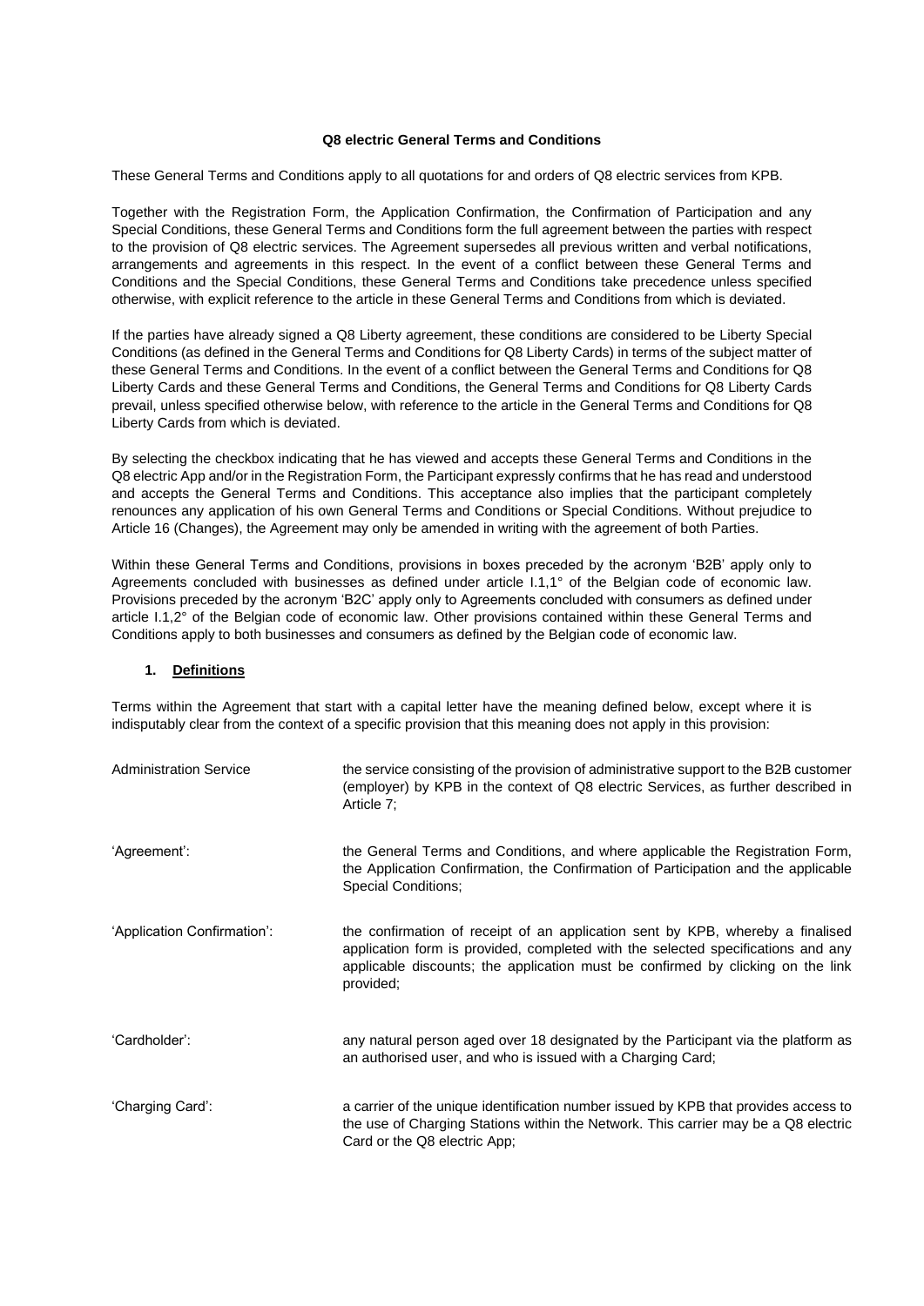# Q8 electric General Terms and Conditions

These General Terms and Conditions apply to all quotations for and orders of Q8 electric services from KPB.

Together with the Registration Form, the Application Confirmation, the Confirmation of Participation and any Special Conditions, these General Terms and Conditions form the full agreement between the parties with respect to the provision of Q8 electric services. The Agreement supersedes all previous written and verbal notifications, arrangements and agreements in this respect. In the event of a conflict between these General Terms and Conditions and the Special Conditions, these General Terms and Conditions take precedence unless specified otherwise, with explicit reference to the article in these General Terms and Conditions from which is deviated.

If the parties have already signed a Q8 Liberty agreement, these conditions are considered to be Liberty Special Conditions (as defined in the General Terms and Conditions for Q8 Liberty Cards) in terms of the subject matter of these General Terms and Conditions. In the event of a conflict between the General Terms and Conditions for Q8 Liberty Cards and these General Terms and Conditions, the General Terms and Conditions for Q8 Liberty Cards prevail, unless specified otherwise below, with reference to the article in the General Terms and Conditions for Q8 Liberty Cards from which is deviated.

By selecting the checkbox indicating that he has viewed and accepts these General Terms and Conditions in the Q8 electric App and/or in the Registration Form, the Participant expressly confirms that he has read and understood and accepts the General Terms and Conditions. This acceptance also implies that the participant completely renounces any application of his own General Terms and Conditions or Special Conditions. Without prejudice to Article 16 (Changes), the Agreement may only be amended in writing with the agreement of both Parties.

Within these General Terms and Conditions, provisions in boxes preceded by the acronym 'B2B' apply only to Agreements concluded with businesses as defined under article I.1,1° of the Belgian code of economic law. Provisions preceded by the acronym 'B2C' apply only to Agreements concluded with consumers as defined under article I.1,2° of the Belgian code of economic law. Other provisions contained within these General Terms and Conditions apply to both businesses and consumers as defined by the Belgian code of economic law.

## 1. Definitions

Terms within the Agreement that start with a capital letter have the meaning defined below, except where it is indisputably clear from the context of a specific provision that this meaning does not apply in this provision:

| | |
|---|---|
| Administration Service | the service consisting of the provision of administrative support to the B2B customer (employer) by KPB in the context of Q8 electric Services, as further described in Article 7; |
| 'Agreement': | the General Terms and Conditions, and where applicable the Registration Form, the Application Confirmation, the Confirmation of Participation and the applicable Special Conditions; |
| 'Application Confirmation': | the confirmation of receipt of an application sent by KPB, whereby a finalised application form is provided, completed with the selected specifications and any applicable discounts; the application must be confirmed by clicking on the link provided; |
| 'Cardholder': | any natural person aged over 18 designated by the Participant via the platform as an authorised user, and who is issued with a Charging Card; |
| 'Charging Card': | a carrier of the unique identification number issued by KPB that provides access to the use of Charging Stations within the Network. This carrier may be a Q8 electric Card or the Q8 electric App; |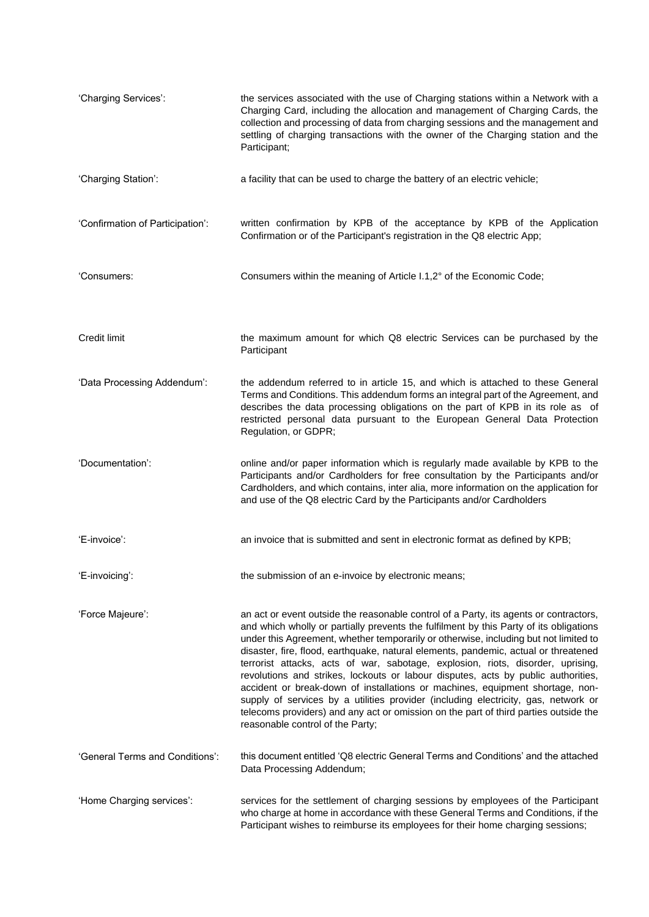| | |
|---|---|
| 'Charging Services': | the services associated with the use of Charging stations within a Network with a Charging Card, including the allocation and management of Charging Cards, the collection and processing of data from charging sessions and the management and settling of charging transactions with the owner of the Charging station and the Participant; |
| 'Charging Station': | a facility that can be used to charge the battery of an electric vehicle; |
| 'Confirmation of Participation': | written confirmation by KPB of the acceptance by KPB of the Application Confirmation or of the Participant's registration in the Q8 electric App; |
| 'Consumers: | Consumers within the meaning of Article I.1,2° of the Economic Code; |
| Credit limit | the maximum amount for which Q8 electric Services can be purchased by the Participant |
| 'Data Processing Addendum': | the addendum referred to in article 15, and which is attached to these General Terms and Conditions. This addendum forms an integral part of the Agreement, and describes the data processing obligations on the part of KPB in its role as of restricted personal data pursuant to the European General Data Protection Regulation, or GDPR; |
| 'Documentation': | online and/or paper information which is regularly made available by KPB to the Participants and/or Cardholders for free consultation by the Participants and/or Cardholders, and which contains, inter alia, more information on the application for and use of the Q8 electric Card by the Participants and/or Cardholders |
| 'E-invoice': | an invoice that is submitted and sent in electronic format as defined by KPB; |
| 'E-invoicing': | the submission of an e-invoice by electronic means; |
| 'Force Majeure': | an act or event outside the reasonable control of a Party, its agents or contractors, and which wholly or partially prevents the fulfilment by this Party of its obligations under this Agreement, whether temporarily or otherwise, including but not limited to disaster, fire, flood, earthquake, natural elements, pandemic, actual or threatened terrorist attacks, acts of war, sabotage, explosion, riots, disorder, uprising, revolutions and strikes, lockouts or labour disputes, acts by public authorities, accident or break-down of installations or machines, equipment shortage, non-supply of services by a utilities provider (including electricity, gas, network or telecoms providers) and any act or omission on the part of third parties outside the reasonable control of the Party; |
| 'General Terms and Conditions': | this document entitled 'Q8 electric General Terms and Conditions' and the attached Data Processing Addendum; |
| 'Home Charging services': | services for the settlement of charging sessions by employees of the Participant who charge at home in accordance with these General Terms and Conditions, if the Participant wishes to reimburse its employees for their home charging sessions; |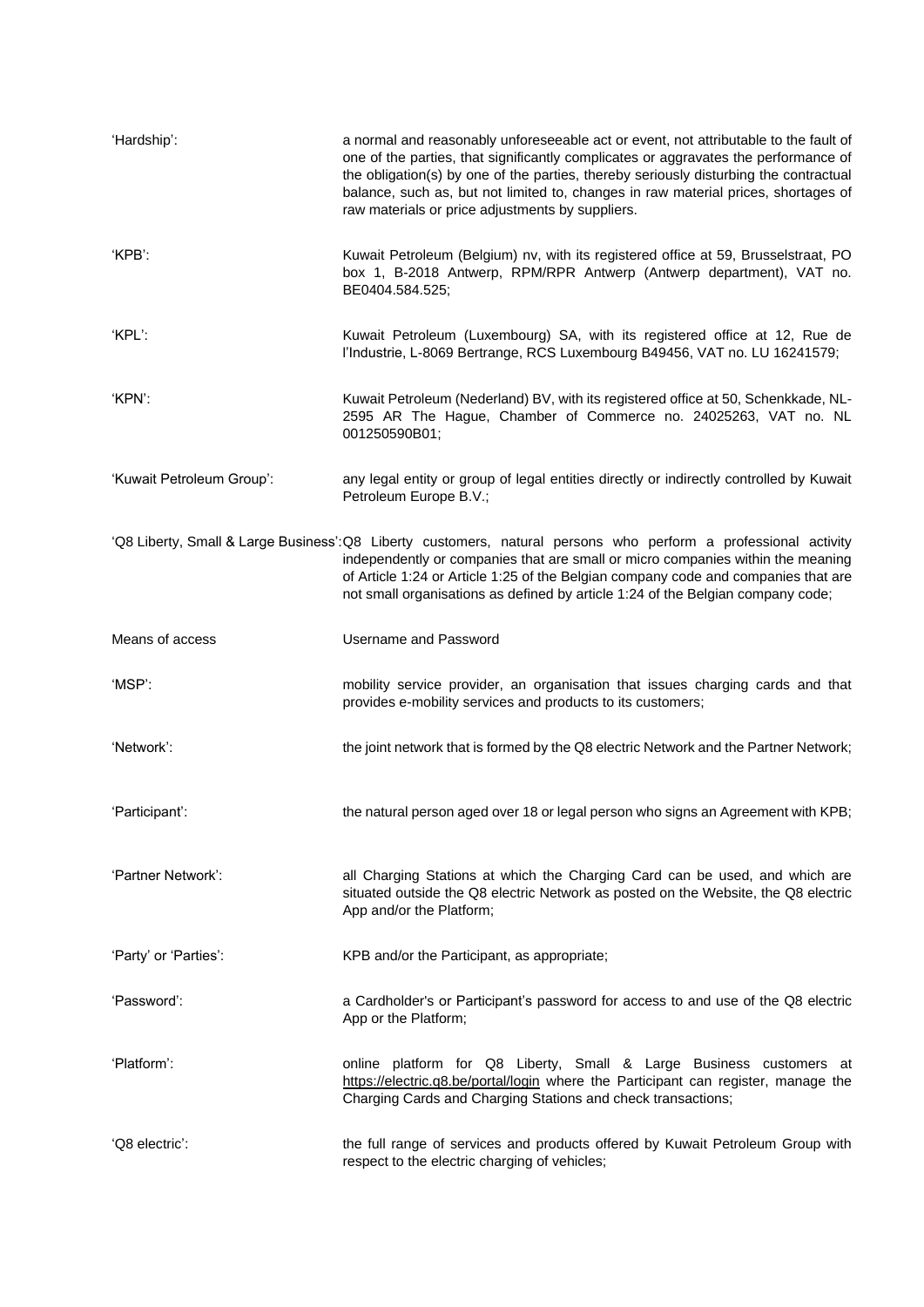'Hardship': a normal and reasonably unforeseeable act or event, not attributable to the fault of one of the parties, that significantly complicates or aggravates the performance of the obligation(s) by one of the parties, thereby seriously disturbing the contractual balance, such as, but not limited to, changes in raw material prices, shortages of raw materials or price adjustments by suppliers.

'KPB': Kuwait Petroleum (Belgium) nv, with its registered office at 59, Brusselstraat, PO box 1, B-2018 Antwerp, RPM/RPR Antwerp (Antwerp department), VAT no. BE0404.584.525;

'KPL': Kuwait Petroleum (Luxembourg) SA, with its registered office at 12, Rue de l'Industrie, L-8069 Bertrange, RCS Luxembourg B49456, VAT no. LU 16241579;

'KPN': Kuwait Petroleum (Nederland) BV, with its registered office at 50, Schenkkade, NL-2595 AR The Hague, Chamber of Commerce no. 24025263, VAT no. NL 001250590B01;

'Kuwait Petroleum Group': any legal entity or group of legal entities directly or indirectly controlled by Kuwait Petroleum Europe B.V.;

'Q8 Liberty, Small & Large Business': Q8 Liberty customers, natural persons who perform a professional activity independently or companies that are small or micro companies within the meaning of Article 1:24 or Article 1:25 of the Belgian company code and companies that are not small organisations as defined by article 1:24 of the Belgian company code;

Means of access Username and Password

'MSP': mobility service provider, an organisation that issues charging cards and that provides e-mobility services and products to its customers;

'Network': the joint network that is formed by the Q8 electric Network and the Partner Network;

'Participant': the natural person aged over 18 or legal person who signs an Agreement with KPB;

'Partner Network': all Charging Stations at which the Charging Card can be used, and which are situated outside the Q8 electric Network as posted on the Website, the Q8 electric App and/or the Platform;

'Party' or 'Parties': KPB and/or the Participant, as appropriate;

'Password': a Cardholder's or Participant's password for access to and use of the Q8 electric App or the Platform;

'Platform': online platform for Q8 Liberty, Small & Large Business customers at https://electric.q8.be/portal/login where the Participant can register, manage the Charging Cards and Charging Stations and check transactions;

'Q8 electric': the full range of services and products offered by Kuwait Petroleum Group with respect to the electric charging of vehicles;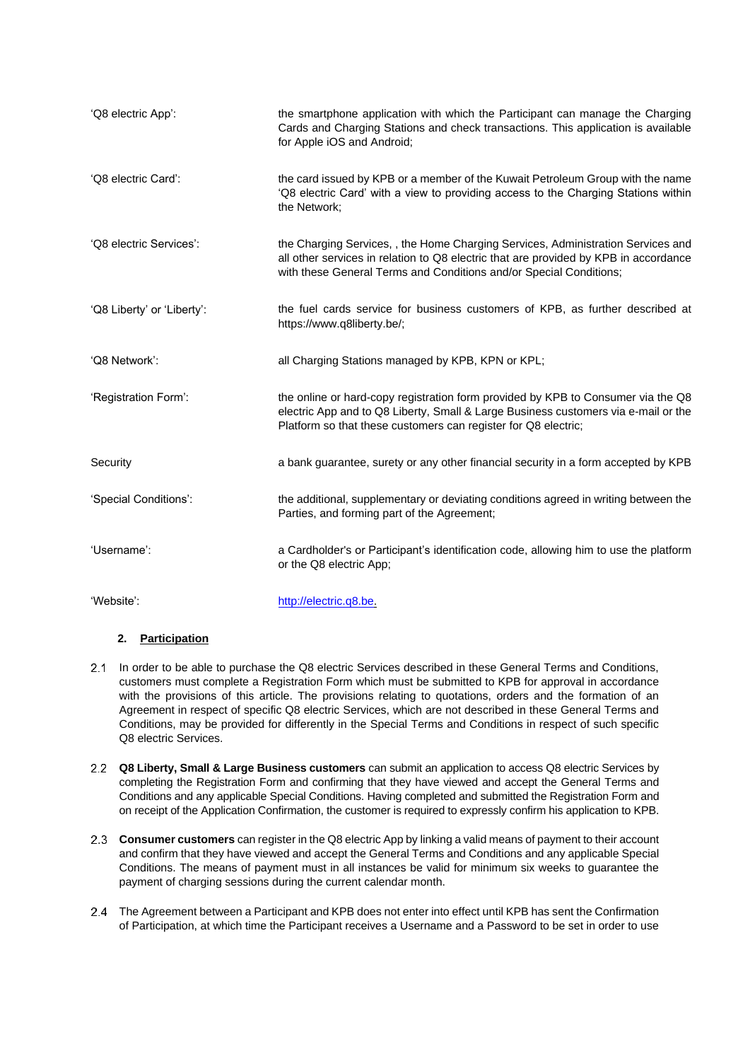| | |
|---|---|
| 'Q8 electric App': | the smartphone application with which the Participant can manage the Charging Cards and Charging Stations and check transactions. This application is available for Apple iOS and Android; |
| 'Q8 electric Card': | the card issued by KPB or a member of the Kuwait Petroleum Group with the name 'Q8 electric Card' with a view to providing access to the Charging Stations within the Network; |
| 'Q8 electric Services': | the Charging Services, , the Home Charging Services, Administration Services and all other services in relation to Q8 electric that are provided by KPB in accordance with these General Terms and Conditions and/or Special Conditions; |
| 'Q8 Liberty' or 'Liberty': | the fuel cards service for business customers of KPB, as further described at https://www.q8liberty.be/; |
| 'Q8 Network': | all Charging Stations managed by KPB, KPN or KPL; |
| 'Registration Form': | the online or hard-copy registration form provided by KPB to Consumer via the Q8 electric App and to Q8 Liberty, Small & Large Business customers via e-mail or the Platform so that these customers can register for Q8 electric; |
| Security | a bank guarantee, surety or any other financial security in a form accepted by KPB |
| 'Special Conditions': | the additional, supplementary or deviating conditions agreed in writing between the Parties, and forming part of the Agreement; |
| 'Username': | a Cardholder's or Participant's identification code, allowing him to use the platform or the Q8 electric App; |
| 'Website': | http://electric.q8.be. |

## 2. Participation

2.1 In order to be able to purchase the Q8 electric Services described in these General Terms and Conditions, customers must complete a Registration Form which must be submitted to KPB for approval in accordance with the provisions of this article. The provisions relating to quotations, orders and the formation of an Agreement in respect of specific Q8 electric Services, which are not described in these General Terms and Conditions, may be provided for differently in the Special Terms and Conditions in respect of such specific Q8 electric Services.

2.2 **Q8 Liberty, Small & Large Business customers** can submit an application to access Q8 electric Services by completing the Registration Form and confirming that they have viewed and accept the General Terms and Conditions and any applicable Special Conditions. Having completed and submitted the Registration Form and on receipt of the Application Confirmation, the customer is required to expressly confirm his application to KPB.

2.3 **Consumer customers** can register in the Q8 electric App by linking a valid means of payment to their account and confirm that they have viewed and accept the General Terms and Conditions and any applicable Special Conditions. The means of payment must in all instances be valid for minimum six weeks to guarantee the payment of charging sessions during the current calendar month.

2.4 The Agreement between a Participant and KPB does not enter into effect until KPB has sent the Confirmation of Participation, at which time the Participant receives a Username and a Password to be set in order to use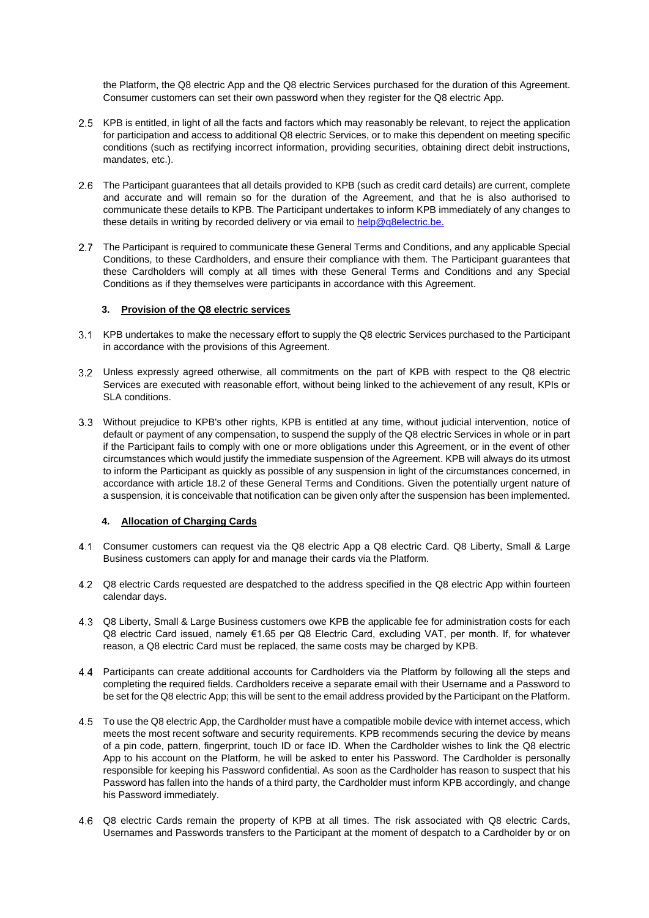the Platform, the Q8 electric App and the Q8 electric Services purchased for the duration of this Agreement. Consumer customers can set their own password when they register for the Q8 electric App.

2.5 KPB is entitled, in light of all the facts and factors which may reasonably be relevant, to reject the application for participation and access to additional Q8 electric Services, or to make this dependent on meeting specific conditions (such as rectifying incorrect information, providing securities, obtaining direct debit instructions, mandates, etc.).

2.6 The Participant guarantees that all details provided to KPB (such as credit card details) are current, complete and accurate and will remain so for the duration of the Agreement, and that he is also authorised to communicate these details to KPB. The Participant undertakes to inform KPB immediately of any changes to these details in writing by recorded delivery or via email to help@q8electric.be.

2.7 The Participant is required to communicate these General Terms and Conditions, and any applicable Special Conditions, to these Cardholders, and ensure their compliance with them. The Participant guarantees that these Cardholders will comply at all times with these General Terms and Conditions and any Special Conditions as if they themselves were participants in accordance with this Agreement.

### 3. Provision of the Q8 electric services

3.1 KPB undertakes to make the necessary effort to supply the Q8 electric Services purchased to the Participant in accordance with the provisions of this Agreement.

3.2 Unless expressly agreed otherwise, all commitments on the part of KPB with respect to the Q8 electric Services are executed with reasonable effort, without being linked to the achievement of any result, KPIs or SLA conditions.

3.3 Without prejudice to KPB's other rights, KPB is entitled at any time, without judicial intervention, notice of default or payment of any compensation, to suspend the supply of the Q8 electric Services in whole or in part if the Participant fails to comply with one or more obligations under this Agreement, or in the event of other circumstances which would justify the immediate suspension of the Agreement. KPB will always do its utmost to inform the Participant as quickly as possible of any suspension in light of the circumstances concerned, in accordance with article 18.2 of these General Terms and Conditions. Given the potentially urgent nature of a suspension, it is conceivable that notification can be given only after the suspension has been implemented.

### 4. Allocation of Charging Cards

4.1 Consumer customers can request via the Q8 electric App a Q8 electric Card. Q8 Liberty, Small & Large Business customers can apply for and manage their cards via the Platform.

4.2 Q8 electric Cards requested are despatched to the address specified in the Q8 electric App within fourteen calendar days.

4.3 Q8 Liberty, Small & Large Business customers owe KPB the applicable fee for administration costs for each Q8 electric Card issued, namely €1.65 per Q8 Electric Card, excluding VAT, per month. If, for whatever reason, a Q8 electric Card must be replaced, the same costs may be charged by KPB.

4.4 Participants can create additional accounts for Cardholders via the Platform by following all the steps and completing the required fields. Cardholders receive a separate email with their Username and a Password to be set for the Q8 electric App; this will be sent to the email address provided by the Participant on the Platform.

4.5 To use the Q8 electric App, the Cardholder must have a compatible mobile device with internet access, which meets the most recent software and security requirements. KPB recommends securing the device by means of a pin code, pattern, fingerprint, touch ID or face ID. When the Cardholder wishes to link the Q8 electric App to his account on the Platform, he will be asked to enter his Password. The Cardholder is personally responsible for keeping his Password confidential. As soon as the Cardholder has reason to suspect that his Password has fallen into the hands of a third party, the Cardholder must inform KPB accordingly, and change his Password immediately.

4.6 Q8 electric Cards remain the property of KPB at all times. The risk associated with Q8 electric Cards, Usernames and Passwords transfers to the Participant at the moment of despatch to a Cardholder by or on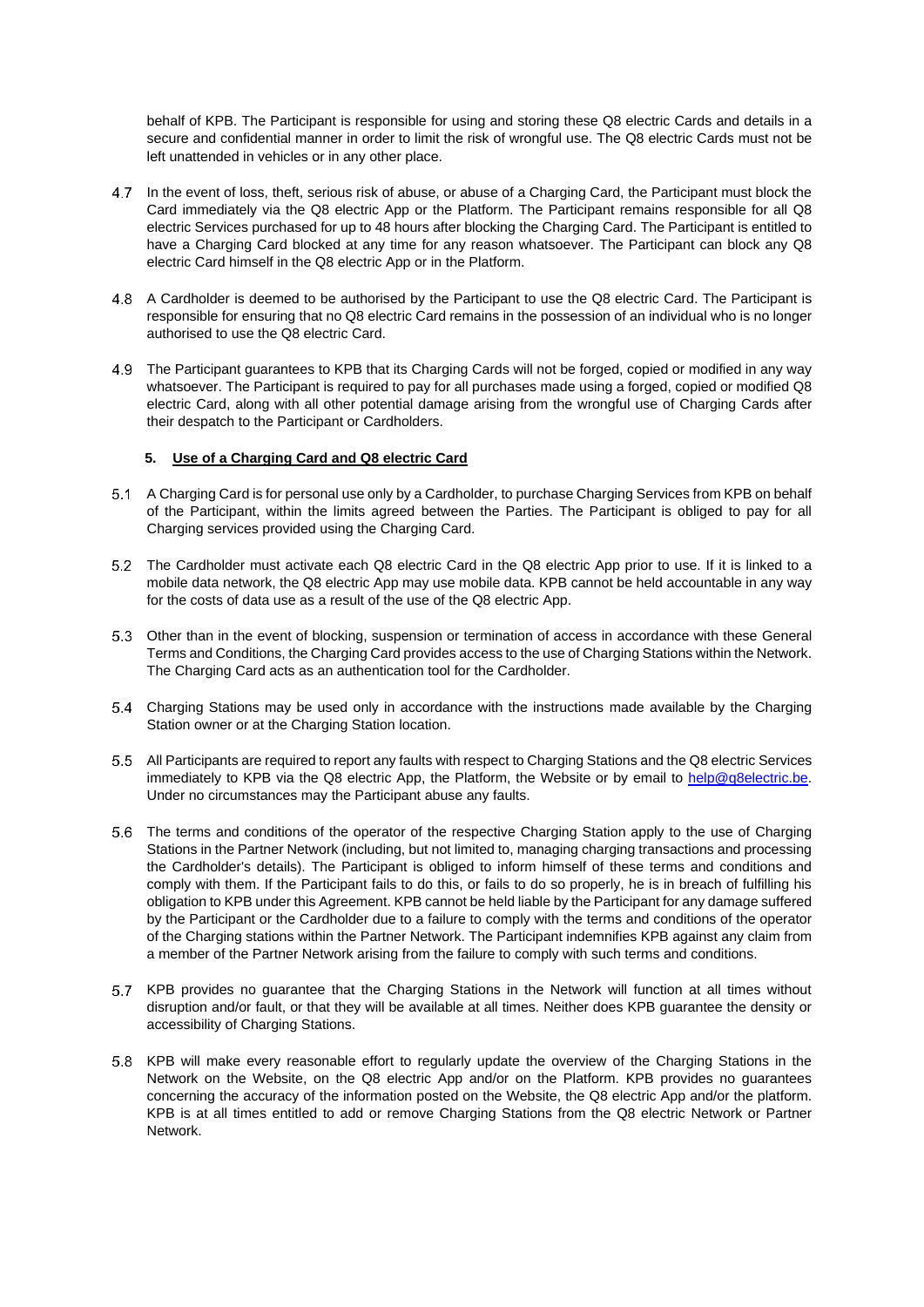behalf of KPB. The Participant is responsible for using and storing these Q8 electric Cards and details in a secure and confidential manner in order to limit the risk of wrongful use. The Q8 electric Cards must not be left unattended in vehicles or in any other place.

4.7 In the event of loss, theft, serious risk of abuse, or abuse of a Charging Card, the Participant must block the Card immediately via the Q8 electric App or the Platform. The Participant remains responsible for all Q8 electric Services purchased for up to 48 hours after blocking the Charging Card. The Participant is entitled to have a Charging Card blocked at any time for any reason whatsoever. The Participant can block any Q8 electric Card himself in the Q8 electric App or in the Platform.

4.8 A Cardholder is deemed to be authorised by the Participant to use the Q8 electric Card. The Participant is responsible for ensuring that no Q8 electric Card remains in the possession of an individual who is no longer authorised to use the Q8 electric Card.

4.9 The Participant guarantees to KPB that its Charging Cards will not be forged, copied or modified in any way whatsoever. The Participant is required to pay for all purchases made using a forged, copied or modified Q8 electric Card, along with all other potential damage arising from the wrongful use of Charging Cards after their despatch to the Participant or Cardholders.

## 5. Use of a Charging Card and Q8 electric Card

5.1 A Charging Card is for personal use only by a Cardholder, to purchase Charging Services from KPB on behalf of the Participant, within the limits agreed between the Parties. The Participant is obliged to pay for all Charging services provided using the Charging Card.

5.2 The Cardholder must activate each Q8 electric Card in the Q8 electric App prior to use. If it is linked to a mobile data network, the Q8 electric App may use mobile data. KPB cannot be held accountable in any way for the costs of data use as a result of the use of the Q8 electric App.

5.3 Other than in the event of blocking, suspension or termination of access in accordance with these General Terms and Conditions, the Charging Card provides access to the use of Charging Stations within the Network. The Charging Card acts as an authentication tool for the Cardholder.

5.4 Charging Stations may be used only in accordance with the instructions made available by the Charging Station owner or at the Charging Station location.

5.5 All Participants are required to report any faults with respect to Charging Stations and the Q8 electric Services immediately to KPB via the Q8 electric App, the Platform, the Website or by email to help@q8electric.be. Under no circumstances may the Participant abuse any faults.

5.6 The terms and conditions of the operator of the respective Charging Station apply to the use of Charging Stations in the Partner Network (including, but not limited to, managing charging transactions and processing the Cardholder's details). The Participant is obliged to inform himself of these terms and conditions and comply with them. If the Participant fails to do this, or fails to do so properly, he is in breach of fulfilling his obligation to KPB under this Agreement. KPB cannot be held liable by the Participant for any damage suffered by the Participant or the Cardholder due to a failure to comply with the terms and conditions of the operator of the Charging stations within the Partner Network. The Participant indemnifies KPB against any claim from a member of the Partner Network arising from the failure to comply with such terms and conditions.

5.7 KPB provides no guarantee that the Charging Stations in the Network will function at all times without disruption and/or fault, or that they will be available at all times. Neither does KPB guarantee the density or accessibility of Charging Stations.

5.8 KPB will make every reasonable effort to regularly update the overview of the Charging Stations in the Network on the Website, on the Q8 electric App and/or on the Platform. KPB provides no guarantees concerning the accuracy of the information posted on the Website, the Q8 electric App and/or the platform. KPB is at all times entitled to add or remove Charging Stations from the Q8 electric Network or Partner Network.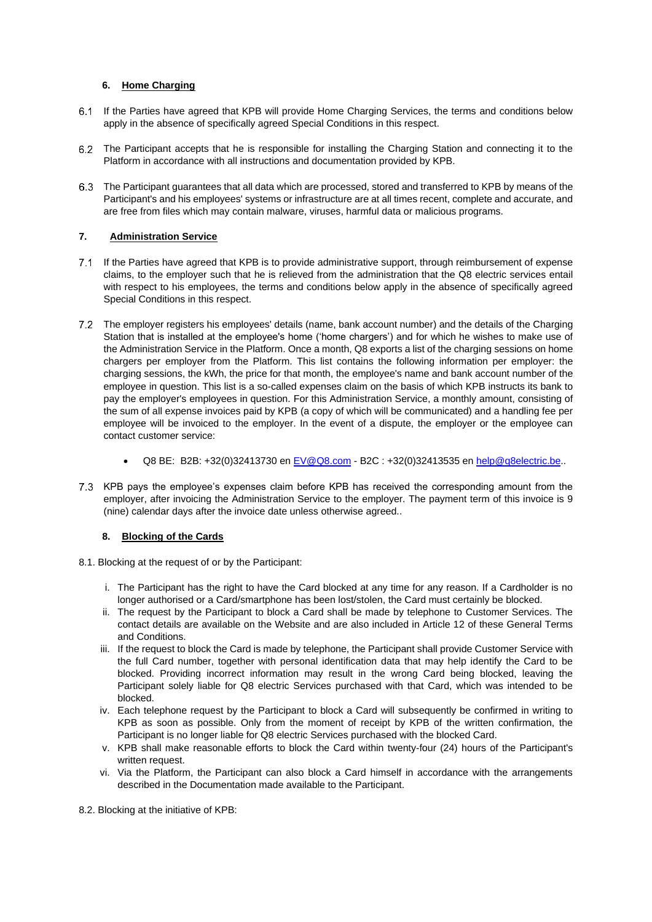### 6. Home Charging

6.1 If the Parties have agreed that KPB will provide Home Charging Services, the terms and conditions below apply in the absence of specifically agreed Special Conditions in this respect.

6.2 The Participant accepts that he is responsible for installing the Charging Station and connecting it to the Platform in accordance with all instructions and documentation provided by KPB.

6.3 The Participant guarantees that all data which are processed, stored and transferred to KPB by means of the Participant's and his employees' systems or infrastructure are at all times recent, complete and accurate, and are free from files which may contain malware, viruses, harmful data or malicious programs.

### 7. Administration Service

7.1 If the Parties have agreed that KPB is to provide administrative support, through reimbursement of expense claims, to the employer such that he is relieved from the administration that the Q8 electric services entail with respect to his employees, the terms and conditions below apply in the absence of specifically agreed Special Conditions in this respect.

7.2 The employer registers his employees' details (name, bank account number) and the details of the Charging Station that is installed at the employee's home ('home chargers') and for which he wishes to make use of the Administration Service in the Platform. Once a month, Q8 exports a list of the charging sessions on home chargers per employer from the Platform. This list contains the following information per employer: the charging sessions, the kWh, the price for that month, the employee's name and bank account number of the employee in question. This list is a so-called expenses claim on the basis of which KPB instructs its bank to pay the employer's employees in question. For this Administration Service, a monthly amount, consisting of the sum of all expense invoices paid by KPB (a copy of which will be communicated) and a handling fee per employee will be invoiced to the employer. In the event of a dispute, the employer or the employee can contact customer service:

- Q8 BE: B2B: +32(0)32413730 en EV@Q8.com - B2C : +32(0)32413535 en help@q8electric.be..

7.3 KPB pays the employee's expenses claim before KPB has received the corresponding amount from the employer, after invoicing the Administration Service to the employer. The payment term of this invoice is 9 (nine) calendar days after the invoice date unless otherwise agreed..

### 8. Blocking of the Cards

8.1. Blocking at the request of or by the Participant:

i. The Participant has the right to have the Card blocked at any time for any reason. If a Cardholder is no longer authorised or a Card/smartphone has been lost/stolen, the Card must certainly be blocked.

ii. The request by the Participant to block a Card shall be made by telephone to Customer Services. The contact details are available on the Website and are also included in Article 12 of these General Terms and Conditions.

iii. If the request to block the Card is made by telephone, the Participant shall provide Customer Service with the full Card number, together with personal identification data that may help identify the Card to be blocked. Providing incorrect information may result in the wrong Card being blocked, leaving the Participant solely liable for Q8 electric Services purchased with that Card, which was intended to be blocked.

iv. Each telephone request by the Participant to block a Card will subsequently be confirmed in writing to KPB as soon as possible. Only from the moment of receipt by KPB of the written confirmation, the Participant is no longer liable for Q8 electric Services purchased with the blocked Card.

v. KPB shall make reasonable efforts to block the Card within twenty-four (24) hours of the Participant's written request.

vi. Via the Platform, the Participant can also block a Card himself in accordance with the arrangements described in the Documentation made available to the Participant.

8.2. Blocking at the initiative of KPB: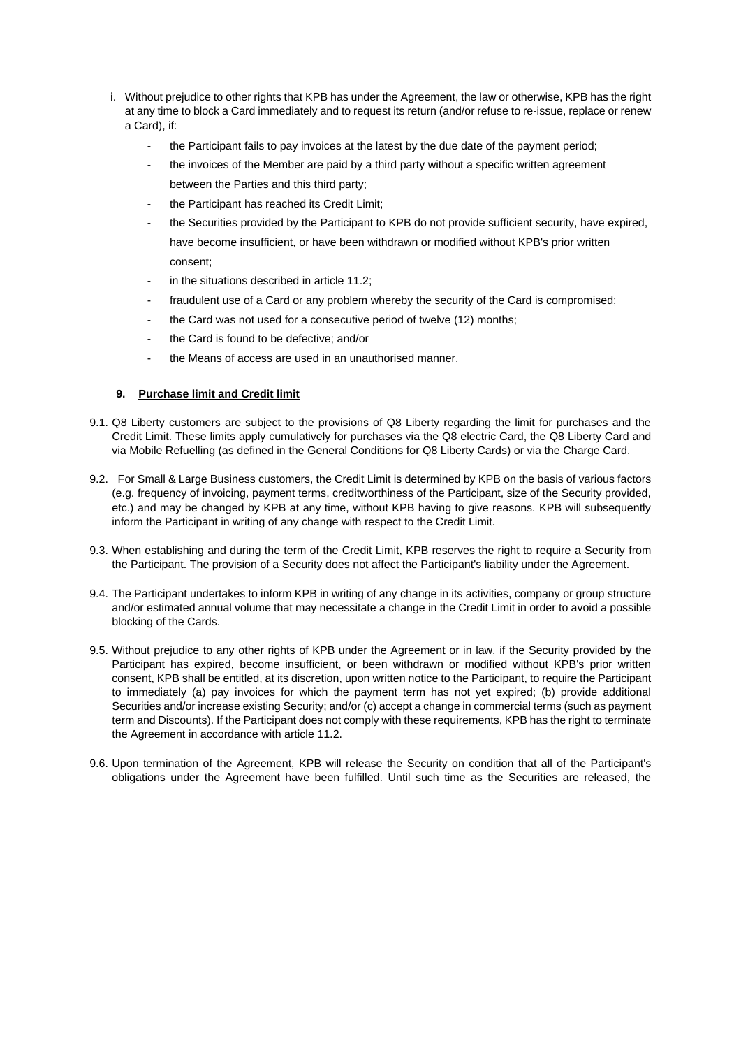i. Without prejudice to other rights that KPB has under the Agreement, the law or otherwise, KPB has the right at any time to block a Card immediately and to request its return (and/or refuse to re-issue, replace or renew a Card), if:

   - the Participant fails to pay invoices at the latest by the due date of the payment period;
   - the invoices of the Member are paid by a third party without a specific written agreement between the Parties and this third party;
   - the Participant has reached its Credit Limit;
   - the Securities provided by the Participant to KPB do not provide sufficient security, have expired, have become insufficient, or have been withdrawn or modified without KPB's prior written consent;
   - in the situations described in article 11.2;
   - fraudulent use of a Card or any problem whereby the security of the Card is compromised;
   - the Card was not used for a consecutive period of twelve (12) months;
   - the Card is found to be defective; and/or
   - the Means of access are used in an unauthorised manner.

### 9. Purchase limit and Credit limit

9.1. Q8 Liberty customers are subject to the provisions of Q8 Liberty regarding the limit for purchases and the Credit Limit. These limits apply cumulatively for purchases via the Q8 electric Card, the Q8 Liberty Card and via Mobile Refuelling (as defined in the General Conditions for Q8 Liberty Cards) or via the Charge Card.

9.2. For Small & Large Business customers, the Credit Limit is determined by KPB on the basis of various factors (e.g. frequency of invoicing, payment terms, creditworthiness of the Participant, size of the Security provided, etc.) and may be changed by KPB at any time, without KPB having to give reasons. KPB will subsequently inform the Participant in writing of any change with respect to the Credit Limit.

9.3. When establishing and during the term of the Credit Limit, KPB reserves the right to require a Security from the Participant. The provision of a Security does not affect the Participant's liability under the Agreement.

9.4. The Participant undertakes to inform KPB in writing of any change in its activities, company or group structure and/or estimated annual volume that may necessitate a change in the Credit Limit in order to avoid a possible blocking of the Cards.

9.5. Without prejudice to any other rights of KPB under the Agreement or in law, if the Security provided by the Participant has expired, become insufficient, or been withdrawn or modified without KPB's prior written consent, KPB shall be entitled, at its discretion, upon written notice to the Participant, to require the Participant to immediately (a) pay invoices for which the payment term has not yet expired; (b) provide additional Securities and/or increase existing Security; and/or (c) accept a change in commercial terms (such as payment term and Discounts). If the Participant does not comply with these requirements, KPB has the right to terminate the Agreement in accordance with article 11.2.

9.6. Upon termination of the Agreement, KPB will release the Security on condition that all of the Participant's obligations under the Agreement have been fulfilled. Until such time as the Securities are released, the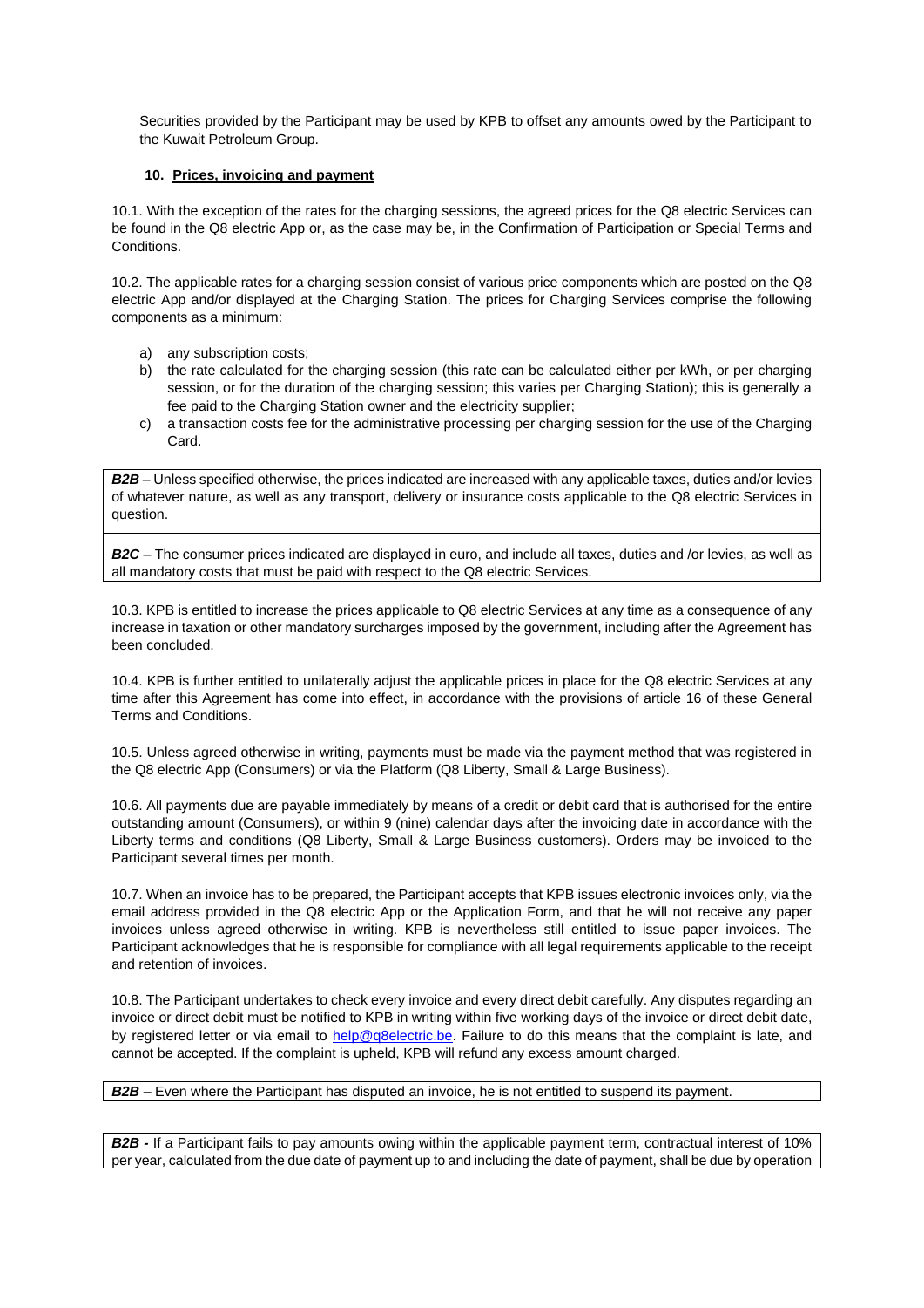Securities provided by the Participant may be used by KPB to offset any amounts owed by the Participant to the Kuwait Petroleum Group.

## 10. Prices, invoicing and payment

10.1. With the exception of the rates for the charging sessions, the agreed prices for the Q8 electric Services can be found in the Q8 electric App or, as the case may be, in the Confirmation of Participation or Special Terms and Conditions.

10.2. The applicable rates for a charging session consist of various price components which are posted on the Q8 electric App and/or displayed at the Charging Station. The prices for Charging Services comprise the following components as a minimum:

a) any subscription costs;
b) the rate calculated for the charging session (this rate can be calculated either per kWh, or per charging session, or for the duration of the charging session; this varies per Charging Station); this is generally a fee paid to the Charging Station owner and the electricity supplier;
c) a transaction costs fee for the administrative processing per charging session for the use of the Charging Card.

***B2B*** – Unless specified otherwise, the prices indicated are increased with any applicable taxes, duties and/or levies of whatever nature, as well as any transport, delivery or insurance costs applicable to the Q8 electric Services in question.

***B2C*** – The consumer prices indicated are displayed in euro, and include all taxes, duties and /or levies, as well as all mandatory costs that must be paid with respect to the Q8 electric Services.

10.3. KPB is entitled to increase the prices applicable to Q8 electric Services at any time as a consequence of any increase in taxation or other mandatory surcharges imposed by the government, including after the Agreement has been concluded.

10.4. KPB is further entitled to unilaterally adjust the applicable prices in place for the Q8 electric Services at any time after this Agreement has come into effect, in accordance with the provisions of article 16 of these General Terms and Conditions.

10.5. Unless agreed otherwise in writing, payments must be made via the payment method that was registered in the Q8 electric App (Consumers) or via the Platform (Q8 Liberty, Small & Large Business).

10.6. All payments due are payable immediately by means of a credit or debit card that is authorised for the entire outstanding amount (Consumers), or within 9 (nine) calendar days after the invoicing date in accordance with the Liberty terms and conditions (Q8 Liberty, Small & Large Business customers). Orders may be invoiced to the Participant several times per month.

10.7. When an invoice has to be prepared, the Participant accepts that KPB issues electronic invoices only, via the email address provided in the Q8 electric App or the Application Form, and that he will not receive any paper invoices unless agreed otherwise in writing. KPB is nevertheless still entitled to issue paper invoices. The Participant acknowledges that he is responsible for compliance with all legal requirements applicable to the receipt and retention of invoices.

10.8. The Participant undertakes to check every invoice and every direct debit carefully. Any disputes regarding an invoice or direct debit must be notified to KPB in writing within five working days of the invoice or direct debit date, by registered letter or via email to help@q8electric.be. Failure to do this means that the complaint is late, and cannot be accepted. If the complaint is upheld, KPB will refund any excess amount charged.

***B2B*** – Even where the Participant has disputed an invoice, he is not entitled to suspend its payment.

***B2B*** - If a Participant fails to pay amounts owing within the applicable payment term, contractual interest of 10% per year, calculated from the due date of payment up to and including the date of payment, shall be due by operation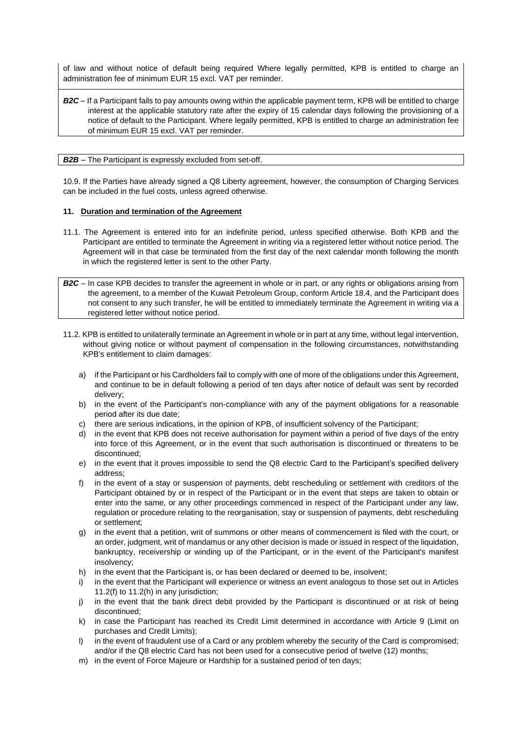of law and without notice of default being required Where legally permitted, KPB is entitled to charge an administration fee of minimum EUR 15 excl. VAT per reminder.

***B2C*** – If a Participant fails to pay amounts owing within the applicable payment term, KPB will be entitled to charge interest at the applicable statutory rate after the expiry of 15 calendar days following the provisioning of a notice of default to the Participant. Where legally permitted, KPB is entitled to charge an administration fee of minimum EUR 15 excl. VAT per reminder.

***B2B*** – The Participant is expressly excluded from set-off.

10.9. If the Parties have already signed a Q8 Liberty agreement, however, the consumption of Charging Services can be included in the fuel costs, unless agreed otherwise.

#### 11. Duration and termination of the Agreement

11.1. The Agreement is entered into for an indefinite period, unless specified otherwise. Both KPB and the Participant are entitled to terminate the Agreement in writing via a registered letter without notice period. The Agreement will in that case be terminated from the first day of the next calendar month following the month in which the registered letter is sent to the other Party.

***B2C*** – In case KPB decides to transfer the agreement in whole or in part, or any rights or obligations arising from the agreement, to a member of the Kuwait Petroleum Group, conform Article 18.4, and the Participant does not consent to any such transfer, he will be entitled to immediately terminate the Agreement in writing via a registered letter without notice period.

11.2. KPB is entitled to unilaterally terminate an Agreement in whole or in part at any time, without legal intervention, without giving notice or without payment of compensation in the following circumstances, notwithstanding KPB's entitlement to claim damages:

a) if the Participant or his Cardholders fail to comply with one of more of the obligations under this Agreement, and continue to be in default following a period of ten days after notice of default was sent by recorded delivery;
b) in the event of the Participant's non-compliance with any of the payment obligations for a reasonable period after its due date;
c) there are serious indications, in the opinion of KPB, of insufficient solvency of the Participant;
d) in the event that KPB does not receive authorisation for payment within a period of five days of the entry into force of this Agreement, or in the event that such authorisation is discontinued or threatens to be discontinued;
e) in the event that it proves impossible to send the Q8 electric Card to the Participant's specified delivery address;
f) in the event of a stay or suspension of payments, debt rescheduling or settlement with creditors of the Participant obtained by or in respect of the Participant or in the event that steps are taken to obtain or enter into the same, or any other proceedings commenced in respect of the Participant under any law, regulation or procedure relating to the reorganisation, stay or suspension of payments, debt rescheduling or settlement;
g) in the event that a petition, writ of summons or other means of commencement is filed with the court, or an order, judgment, writ of mandamus or any other decision is made or issued in respect of the liquidation, bankruptcy, receivership or winding up of the Participant, or in the event of the Participant's manifest insolvency;
h) in the event that the Participant is, or has been declared or deemed to be, insolvent;
i) in the event that the Participant will experience or witness an event analogous to those set out in Articles 11.2(f) to 11.2(h) in any jurisdiction;
j) in the event that the bank direct debit provided by the Participant is discontinued or at risk of being discontinued;
k) in case the Participant has reached its Credit Limit determined in accordance with Article 9 (Limit on purchases and Credit Limits);
l) in the event of fraudulent use of a Card or any problem whereby the security of the Card is compromised; and/or if the Q8 electric Card has not been used for a consecutive period of twelve (12) months;
m) in the event of Force Majeure or Hardship for a sustained period of ten days;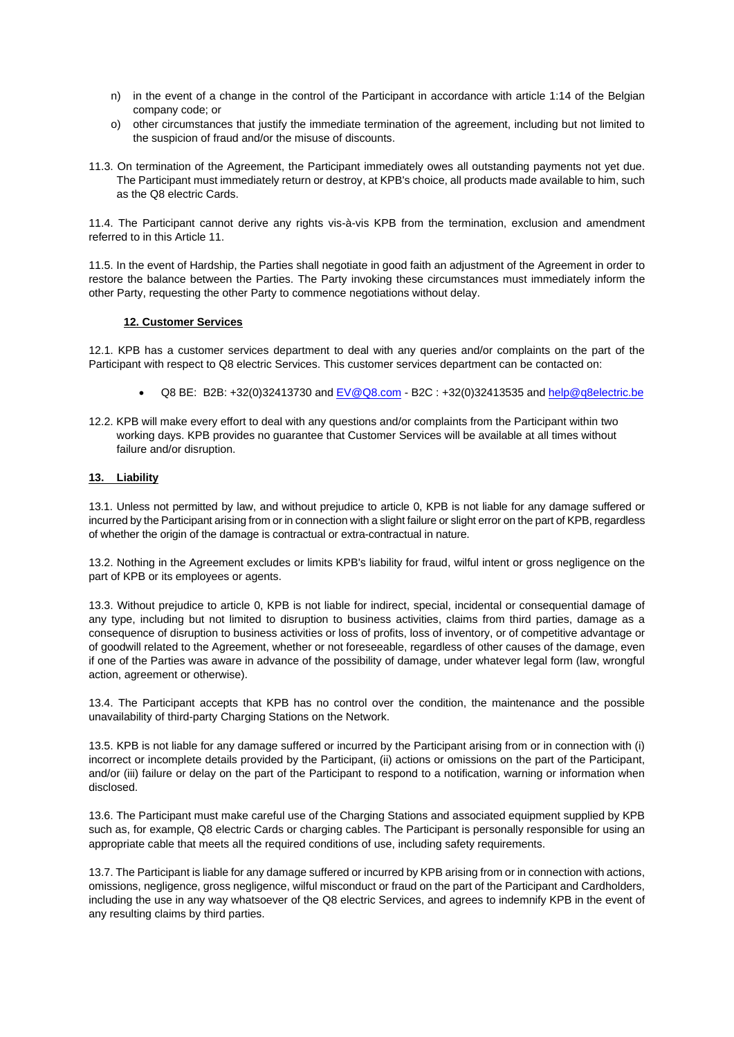n) in the event of a change in the control of the Participant in accordance with article 1:14 of the Belgian company code; or

o) other circumstances that justify the immediate termination of the agreement, including but not limited to the suspicion of fraud and/or the misuse of discounts.

11.3. On termination of the Agreement, the Participant immediately owes all outstanding payments not yet due. The Participant must immediately return or destroy, at KPB's choice, all products made available to him, such as the Q8 electric Cards.

11.4. The Participant cannot derive any rights vis-à-vis KPB from the termination, exclusion and amendment referred to in this Article 11.

11.5. In the event of Hardship, the Parties shall negotiate in good faith an adjustment of the Agreement in order to restore the balance between the Parties. The Party invoking these circumstances must immediately inform the other Party, requesting the other Party to commence negotiations without delay.

## 12. Customer Services

12.1. KPB has a customer services department to deal with any queries and/or complaints on the part of the Participant with respect to Q8 electric Services. This customer services department can be contacted on:

- Q8 BE: B2B: +32(0)32413730 and EV@Q8.com - B2C : +32(0)32413535 and help@q8electric.be

12.2. KPB will make every effort to deal with any questions and/or complaints from the Participant within two working days. KPB provides no guarantee that Customer Services will be available at all times without failure and/or disruption.

## 13. Liability

13.1. Unless not permitted by law, and without prejudice to article 0, KPB is not liable for any damage suffered or incurred by the Participant arising from or in connection with a slight failure or slight error on the part of KPB, regardless of whether the origin of the damage is contractual or extra-contractual in nature.

13.2. Nothing in the Agreement excludes or limits KPB's liability for fraud, wilful intent or gross negligence on the part of KPB or its employees or agents.

13.3. Without prejudice to article 0, KPB is not liable for indirect, special, incidental or consequential damage of any type, including but not limited to disruption to business activities, claims from third parties, damage as a consequence of disruption to business activities or loss of profits, loss of inventory, or of competitive advantage or of goodwill related to the Agreement, whether or not foreseeable, regardless of other causes of the damage, even if one of the Parties was aware in advance of the possibility of damage, under whatever legal form (law, wrongful action, agreement or otherwise).

13.4. The Participant accepts that KPB has no control over the condition, the maintenance and the possible unavailability of third-party Charging Stations on the Network.

13.5. KPB is not liable for any damage suffered or incurred by the Participant arising from or in connection with (i) incorrect or incomplete details provided by the Participant, (ii) actions or omissions on the part of the Participant, and/or (iii) failure or delay on the part of the Participant to respond to a notification, warning or information when disclosed.

13.6. The Participant must make careful use of the Charging Stations and associated equipment supplied by KPB such as, for example, Q8 electric Cards or charging cables. The Participant is personally responsible for using an appropriate cable that meets all the required conditions of use, including safety requirements.

13.7. The Participant is liable for any damage suffered or incurred by KPB arising from or in connection with actions, omissions, negligence, gross negligence, wilful misconduct or fraud on the part of the Participant and Cardholders, including the use in any way whatsoever of the Q8 electric Services, and agrees to indemnify KPB in the event of any resulting claims by third parties.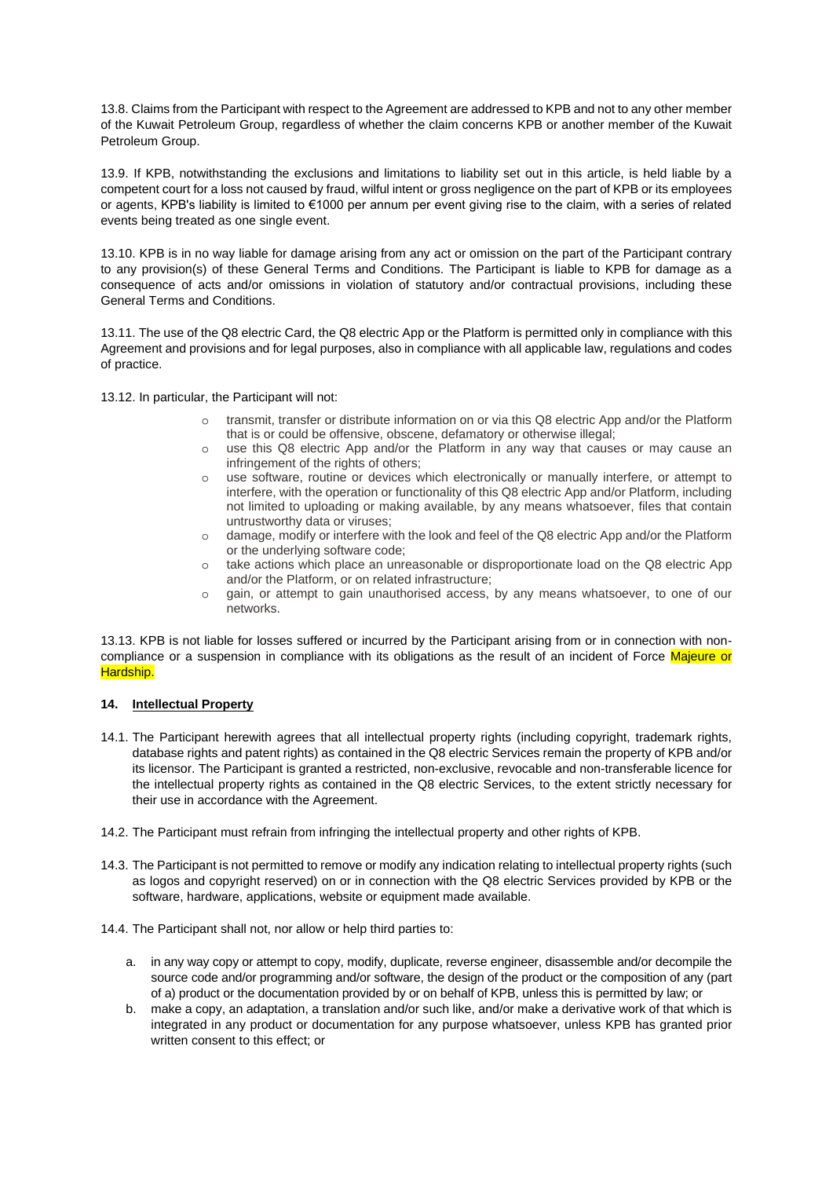13.8. Claims from the Participant with respect to the Agreement are addressed to KPB and not to any other member of the Kuwait Petroleum Group, regardless of whether the claim concerns KPB or another member of the Kuwait Petroleum Group.

13.9. If KPB, notwithstanding the exclusions and limitations to liability set out in this article, is held liable by a competent court for a loss not caused by fraud, wilful intent or gross negligence on the part of KPB or its employees or agents, KPB's liability is limited to €1000 per annum per event giving rise to the claim, with a series of related events being treated as one single event.

13.10. KPB is in no way liable for damage arising from any act or omission on the part of the Participant contrary to any provision(s) of these General Terms and Conditions. The Participant is liable to KPB for damage as a consequence of acts and/or omissions in violation of statutory and/or contractual provisions, including these General Terms and Conditions.

13.11. The use of the Q8 electric Card, the Q8 electric App or the Platform is permitted only in compliance with this Agreement and provisions and for legal purposes, also in compliance with all applicable law, regulations and codes of practice.

13.12. In particular, the Participant will not:

- transmit, transfer or distribute information on or via this Q8 electric App and/or the Platform that is or could be offensive, obscene, defamatory or otherwise illegal;
- use this Q8 electric App and/or the Platform in any way that causes or may cause an infringement of the rights of others;
- use software, routine or devices which electronically or manually interfere, or attempt to interfere, with the operation or functionality of this Q8 electric App and/or Platform, including not limited to uploading or making available, by any means whatsoever, files that contain untrustworthy data or viruses;
- damage, modify or interfere with the look and feel of the Q8 electric App and/or the Platform or the underlying software code;
- take actions which place an unreasonable or disproportionate load on the Q8 electric App and/or the Platform, or on related infrastructure;
- gain, or attempt to gain unauthorised access, by any means whatsoever, to one of our networks.

13.13. KPB is not liable for losses suffered or incurred by the Participant arising from or in connection with non-compliance or a suspension in compliance with its obligations as the result of an incident of Force Majeure or Hardship.

## 14. Intellectual Property

14.1. The Participant herewith agrees that all intellectual property rights (including copyright, trademark rights, database rights and patent rights) as contained in the Q8 electric Services remain the property of KPB and/or its licensor. The Participant is granted a restricted, non-exclusive, revocable and non-transferable licence for the intellectual property rights as contained in the Q8 electric Services, to the extent strictly necessary for their use in accordance with the Agreement.

14.2. The Participant must refrain from infringing the intellectual property and other rights of KPB.

14.3. The Participant is not permitted to remove or modify any indication relating to intellectual property rights (such as logos and copyright reserved) on or in connection with the Q8 electric Services provided by KPB or the software, hardware, applications, website or equipment made available.

14.4. The Participant shall not, nor allow or help third parties to:

a. in any way copy or attempt to copy, modify, duplicate, reverse engineer, disassemble and/or decompile the source code and/or programming and/or software, the design of the product or the composition of any (part of a) product or the documentation provided by or on behalf of KPB, unless this is permitted by law; or
b. make a copy, an adaptation, a translation and/or such like, and/or make a derivative work of that which is integrated in any product or documentation for any purpose whatsoever, unless KPB has granted prior written consent to this effect; or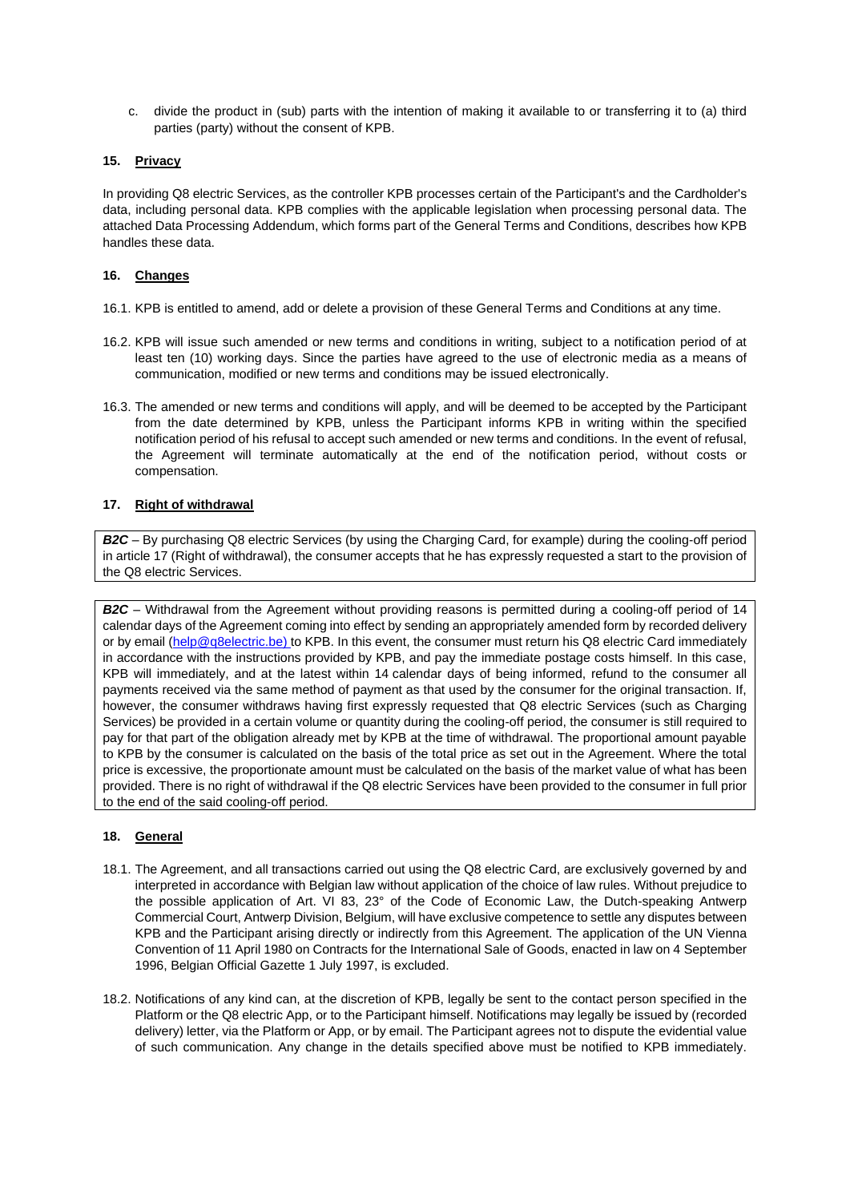c. divide the product in (sub) parts with the intention of making it available to or transferring it to (a) third parties (party) without the consent of KPB.

### 15. Privacy

In providing Q8 electric Services, as the controller KPB processes certain of the Participant's and the Cardholder's data, including personal data. KPB complies with the applicable legislation when processing personal data. The attached Data Processing Addendum, which forms part of the General Terms and Conditions, describes how KPB handles these data.

### 16. Changes

16.1. KPB is entitled to amend, add or delete a provision of these General Terms and Conditions at any time.

16.2. KPB will issue such amended or new terms and conditions in writing, subject to a notification period of at least ten (10) working days. Since the parties have agreed to the use of electronic media as a means of communication, modified or new terms and conditions may be issued electronically.

16.3. The amended or new terms and conditions will apply, and will be deemed to be accepted by the Participant from the date determined by KPB, unless the Participant informs KPB in writing within the specified notification period of his refusal to accept such amended or new terms and conditions. In the event of refusal, the Agreement will terminate automatically at the end of the notification period, without costs or compensation.

### 17. Right of withdrawal

***B2C*** – By purchasing Q8 electric Services (by using the Charging Card, for example) during the cooling-off period in article 17 (Right of withdrawal), the consumer accepts that he has expressly requested a start to the provision of the Q8 electric Services.

***B2C*** – Withdrawal from the Agreement without providing reasons is permitted during a cooling-off period of 14 calendar days of the Agreement coming into effect by sending an appropriately amended form by recorded delivery or by email (help@q8electric.be) to KPB. In this event, the consumer must return his Q8 electric Card immediately in accordance with the instructions provided by KPB, and pay the immediate postage costs himself. In this case, KPB will immediately, and at the latest within 14 calendar days of being informed, refund to the consumer all payments received via the same method of payment as that used by the consumer for the original transaction. If, however, the consumer withdraws having first expressly requested that Q8 electric Services (such as Charging Services) be provided in a certain volume or quantity during the cooling-off period, the consumer is still required to pay for that part of the obligation already met by KPB at the time of withdrawal. The proportional amount payable to KPB by the consumer is calculated on the basis of the total price as set out in the Agreement. Where the total price is excessive, the proportionate amount must be calculated on the basis of the market value of what has been provided. There is no right of withdrawal if the Q8 electric Services have been provided to the consumer in full prior to the end of the said cooling-off period.

### 18. General

18.1. The Agreement, and all transactions carried out using the Q8 electric Card, are exclusively governed by and interpreted in accordance with Belgian law without application of the choice of law rules. Without prejudice to the possible application of Art. VI 83, 23° of the Code of Economic Law, the Dutch-speaking Antwerp Commercial Court, Antwerp Division, Belgium, will have exclusive competence to settle any disputes between KPB and the Participant arising directly or indirectly from this Agreement. The application of the UN Vienna Convention of 11 April 1980 on Contracts for the International Sale of Goods, enacted in law on 4 September 1996, Belgian Official Gazette 1 July 1997, is excluded.

18.2. Notifications of any kind can, at the discretion of KPB, legally be sent to the contact person specified in the Platform or the Q8 electric App, or to the Participant himself. Notifications may legally be issued by (recorded delivery) letter, via the Platform or App, or by email. The Participant agrees not to dispute the evidential value of such communication. Any change in the details specified above must be notified to KPB immediately.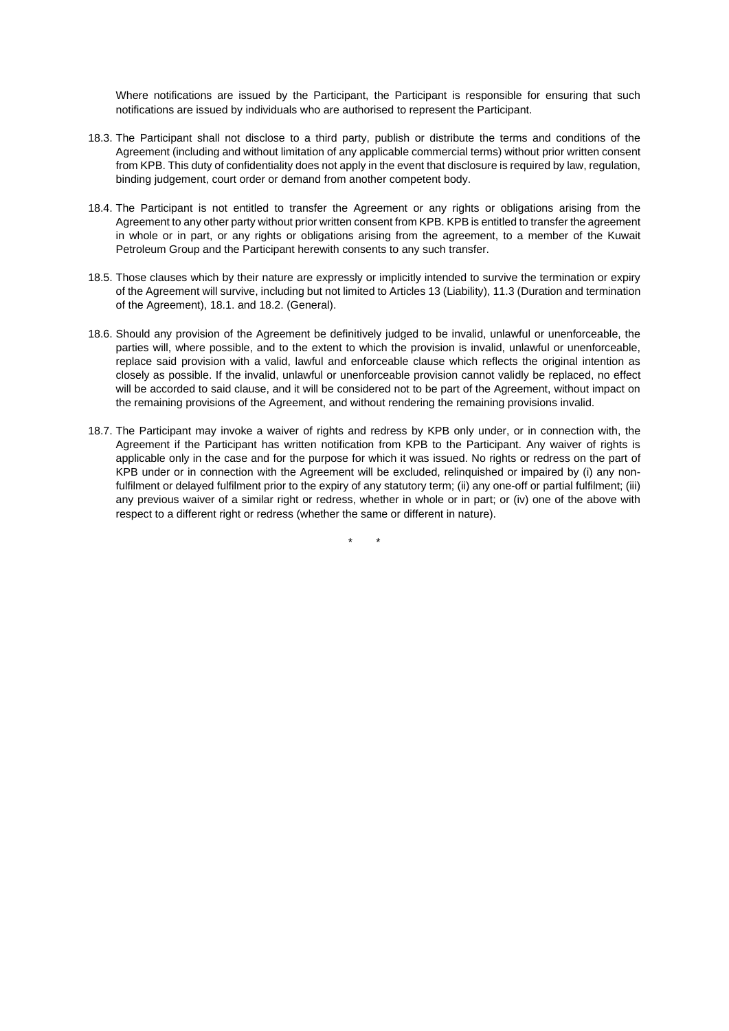Where notifications are issued by the Participant, the Participant is responsible for ensuring that such notifications are issued by individuals who are authorised to represent the Participant.

18.3. The Participant shall not disclose to a third party, publish or distribute the terms and conditions of the Agreement (including and without limitation of any applicable commercial terms) without prior written consent from KPB. This duty of confidentiality does not apply in the event that disclosure is required by law, regulation, binding judgement, court order or demand from another competent body.

18.4. The Participant is not entitled to transfer the Agreement or any rights or obligations arising from the Agreement to any other party without prior written consent from KPB. KPB is entitled to transfer the agreement in whole or in part, or any rights or obligations arising from the agreement, to a member of the Kuwait Petroleum Group and the Participant herewith consents to any such transfer.

18.5. Those clauses which by their nature are expressly or implicitly intended to survive the termination or expiry of the Agreement will survive, including but not limited to Articles 13 (Liability), 11.3 (Duration and termination of the Agreement), 18.1. and 18.2. (General).

18.6. Should any provision of the Agreement be definitively judged to be invalid, unlawful or unenforceable, the parties will, where possible, and to the extent to which the provision is invalid, unlawful or unenforceable, replace said provision with a valid, lawful and enforceable clause which reflects the original intention as closely as possible. If the invalid, unlawful or unenforceable provision cannot validly be replaced, no effect will be accorded to said clause, and it will be considered not to be part of the Agreement, without impact on the remaining provisions of the Agreement, and without rendering the remaining provisions invalid.

18.7. The Participant may invoke a waiver of rights and redress by KPB only under, or in connection with, the Agreement if the Participant has written notification from KPB to the Participant. Any waiver of rights is applicable only in the case and for the purpose for which it was issued. No rights or redress on the part of KPB under or in connection with the Agreement will be excluded, relinquished or impaired by (i) any non-fulfilment or delayed fulfilment prior to the expiry of any statutory term; (ii) any one-off or partial fulfilment; (iii) any previous waiver of a similar right or redress, whether in whole or in part; or (iv) one of the above with respect to a different right or redress (whether the same or different in nature).

\* \*